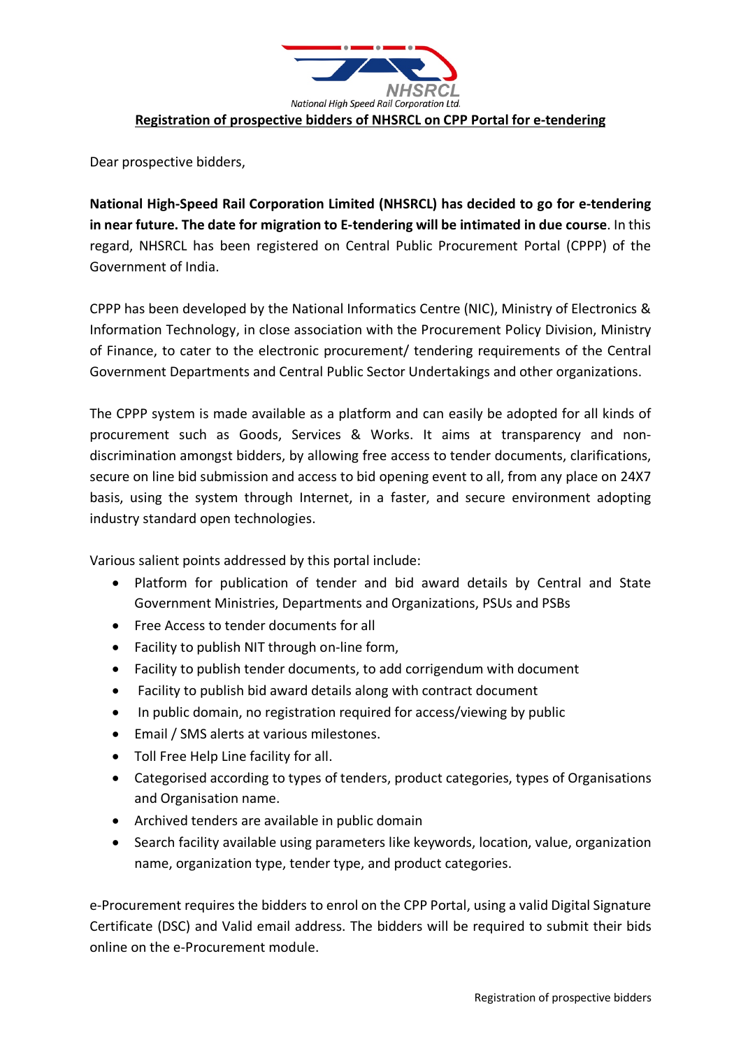## Registration of prospective bidders of NHSRCL on CPP Portal for e-tendering

Dear prospective bidders,

**National High-Speed Rail Corporation Limited (NHSRCL) has decided to go for e-tendering in near future. The date for migration to E-tendering will be intimated in due course**. In this regard, NHSRCL has been registered on Central Public Procurement Portal (CPPP) of the Government of India.

CPPP has been developed by the National Informatics Centre (NIC), Ministry of Electronics & Information Technology, in close association with the Procurement Policy Division, Ministry of Finance, to cater to the electronic procurement/ tendering requirements of the Central Government Departments and Central Public Sector Undertakings and other organizations.

The CPPP system is made available as a platform and can easily be adopted for all kinds of procurement such as Goods, Services & Works. It aims at transparency and non-discrimination amongst bidders, by allowing free access to tender documents, clarifications, secure on line bid submission and access to bid opening event to all, from any place on 24X7 basis, using the system through Internet, in a faster, and secure environment adopting industry standard open technologies.

Various salient points addressed by this portal include:

- Platform for publication of tender and bid award details by Central and State Government Ministries, Departments and Organizations, PSUs and PSBs
- Free Access to tender documents for all
- Facility to publish NIT through on-line form,
- Facility to publish tender documents, to add corrigendum with document
- Facility to publish bid award details along with contract document
- In public domain, no registration required for access/viewing by public
- Email / SMS alerts at various milestones.
- Toll Free Help Line facility for all.
- Categorised according to types of tenders, product categories, types of Organisations and Organisation name.
- Archived tenders are available in public domain
- Search facility available using parameters like keywords, location, value, organization name, organization type, tender type, and product categories.

e-Procurement requires the bidders to enrol on the CPP Portal, using a valid Digital Signature Certificate (DSC) and Valid email address. The bidders will be required to submit their bids online on the e-Procurement module.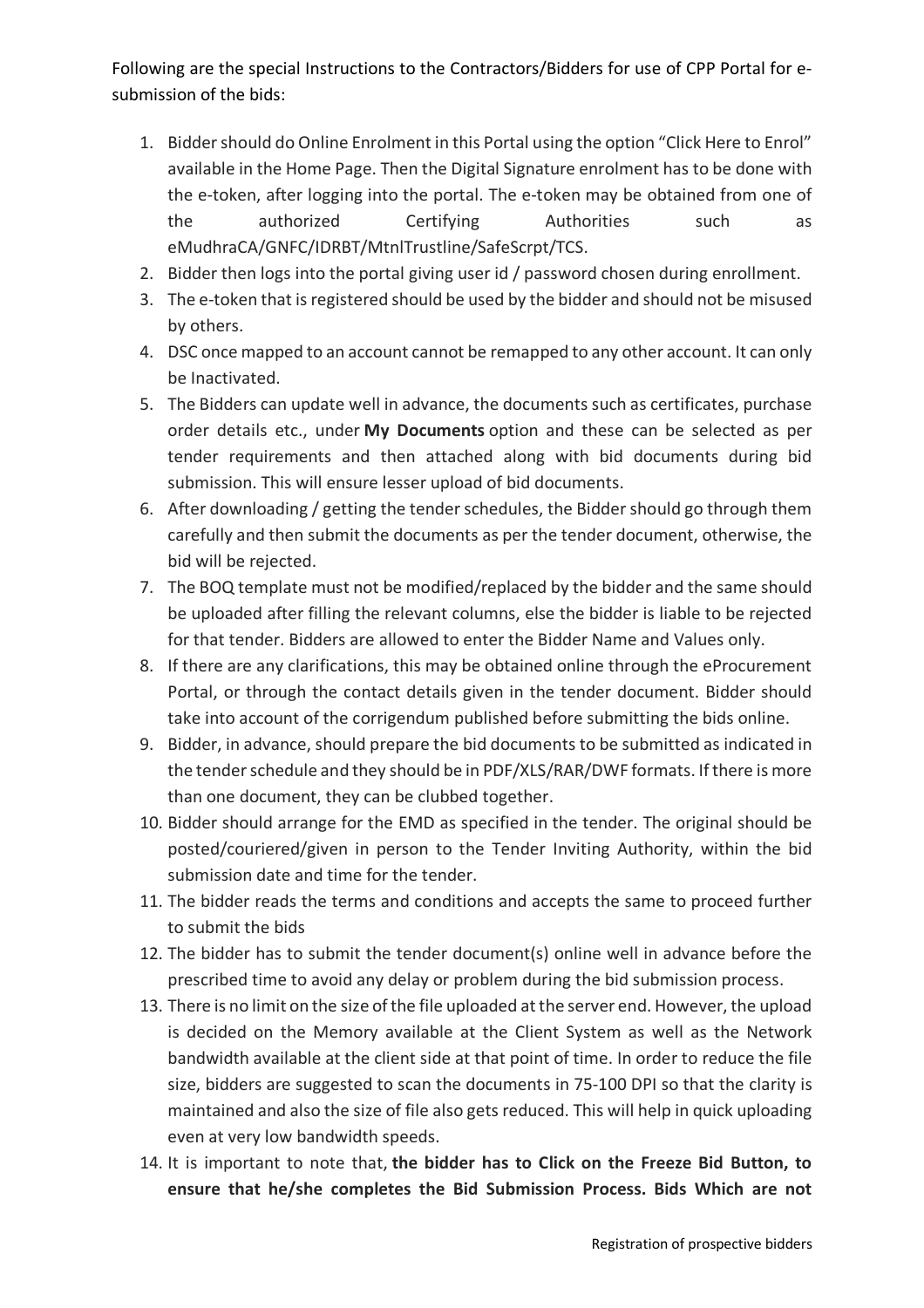Following are the special Instructions to the Contractors/Bidders for use of CPP Portal for e-submission of the bids:

1. Bidder should do Online Enrolment in this Portal using the option "Click Here to Enrol" available in the Home Page. Then the Digital Signature enrolment has to be done with the e-token, after logging into the portal. The e-token may be obtained from one of the authorized Certifying Authorities such as eMudhraCA/GNFC/IDRBT/MtnlTrustline/SafeScrpt/TCS.
2. Bidder then logs into the portal giving user id / password chosen during enrollment.
3. The e-token that is registered should be used by the bidder and should not be misused by others.
4. DSC once mapped to an account cannot be remapped to any other account. It can only be Inactivated.
5. The Bidders can update well in advance, the documents such as certificates, purchase order details etc., under **My Documents** option and these can be selected as per tender requirements and then attached along with bid documents during bid submission. This will ensure lesser upload of bid documents.
6. After downloading / getting the tender schedules, the Bidder should go through them carefully and then submit the documents as per the tender document, otherwise, the bid will be rejected.
7. The BOQ template must not be modified/replaced by the bidder and the same should be uploaded after filling the relevant columns, else the bidder is liable to be rejected for that tender. Bidders are allowed to enter the Bidder Name and Values only.
8. If there are any clarifications, this may be obtained online through the eProcurement Portal, or through the contact details given in the tender document. Bidder should take into account of the corrigendum published before submitting the bids online.
9. Bidder, in advance, should prepare the bid documents to be submitted as indicated in the tender schedule and they should be in PDF/XLS/RAR/DWF formats. If there is more than one document, they can be clubbed together.
10. Bidder should arrange for the EMD as specified in the tender. The original should be posted/couriered/given in person to the Tender Inviting Authority, within the bid submission date and time for the tender.
11. The bidder reads the terms and conditions and accepts the same to proceed further to submit the bids
12. The bidder has to submit the tender document(s) online well in advance before the prescribed time to avoid any delay or problem during the bid submission process.
13. There is no limit on the size of the file uploaded at the server end. However, the upload is decided on the Memory available at the Client System as well as the Network bandwidth available at the client side at that point of time. In order to reduce the file size, bidders are suggested to scan the documents in 75-100 DPI so that the clarity is maintained and also the size of file also gets reduced. This will help in quick uploading even at very low bandwidth speeds.
14. It is important to note that, **the bidder has to Click on the Freeze Bid Button, to ensure that he/she completes the Bid Submission Process. Bids Which are not**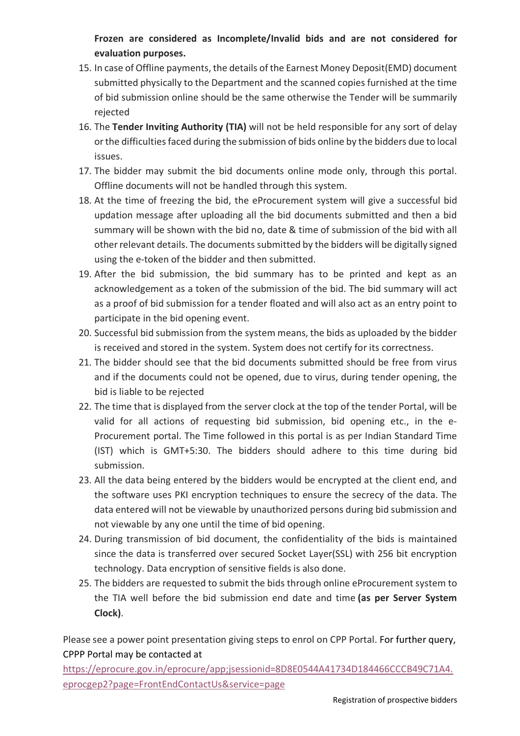**Frozen are considered as Incomplete/Invalid bids and are not considered for evaluation purposes.**

15. In case of Offline payments, the details of the Earnest Money Deposit(EMD) document submitted physically to the Department and the scanned copies furnished at the time of bid submission online should be the same otherwise the Tender will be summarily rejected
16. The **Tender Inviting Authority (TIA)** will not be held responsible for any sort of delay or the difficulties faced during the submission of bids online by the bidders due to local issues.
17. The bidder may submit the bid documents online mode only, through this portal. Offline documents will not be handled through this system.
18. At the time of freezing the bid, the eProcurement system will give a successful bid updation message after uploading all the bid documents submitted and then a bid summary will be shown with the bid no, date & time of submission of the bid with all other relevant details. The documents submitted by the bidders will be digitally signed using the e-token of the bidder and then submitted.
19. After the bid submission, the bid summary has to be printed and kept as an acknowledgement as a token of the submission of the bid. The bid summary will act as a proof of bid submission for a tender floated and will also act as an entry point to participate in the bid opening event.
20. Successful bid submission from the system means, the bids as uploaded by the bidder is received and stored in the system. System does not certify for its correctness.
21. The bidder should see that the bid documents submitted should be free from virus and if the documents could not be opened, due to virus, during tender opening, the bid is liable to be rejected
22. The time that is displayed from the server clock at the top of the tender Portal, will be valid for all actions of requesting bid submission, bid opening etc., in the e-Procurement portal. The Time followed in this portal is as per Indian Standard Time (IST) which is GMT+5:30. The bidders should adhere to this time during bid submission.
23. All the data being entered by the bidders would be encrypted at the client end, and the software uses PKI encryption techniques to ensure the secrecy of the data. The data entered will not be viewable by unauthorized persons during bid submission and not viewable by any one until the time of bid opening.
24. During transmission of bid document, the confidentiality of the bids is maintained since the data is transferred over secured Socket Layer(SSL) with 256 bit encryption technology. Data encryption of sensitive fields is also done.
25. The bidders are requested to submit the bids through online eProcurement system to the TIA well before the bid submission end date and time **(as per Server System Clock)**.

Please see a power point presentation giving steps to enrol on CPP Portal. For further query, CPPP Portal may be contacted at
https://eprocure.gov.in/eprocure/app;jsessionid=8D8E0544A41734D184466CCCB49C71A4.eprocgep2?page=FrontEndContactUs&service=page